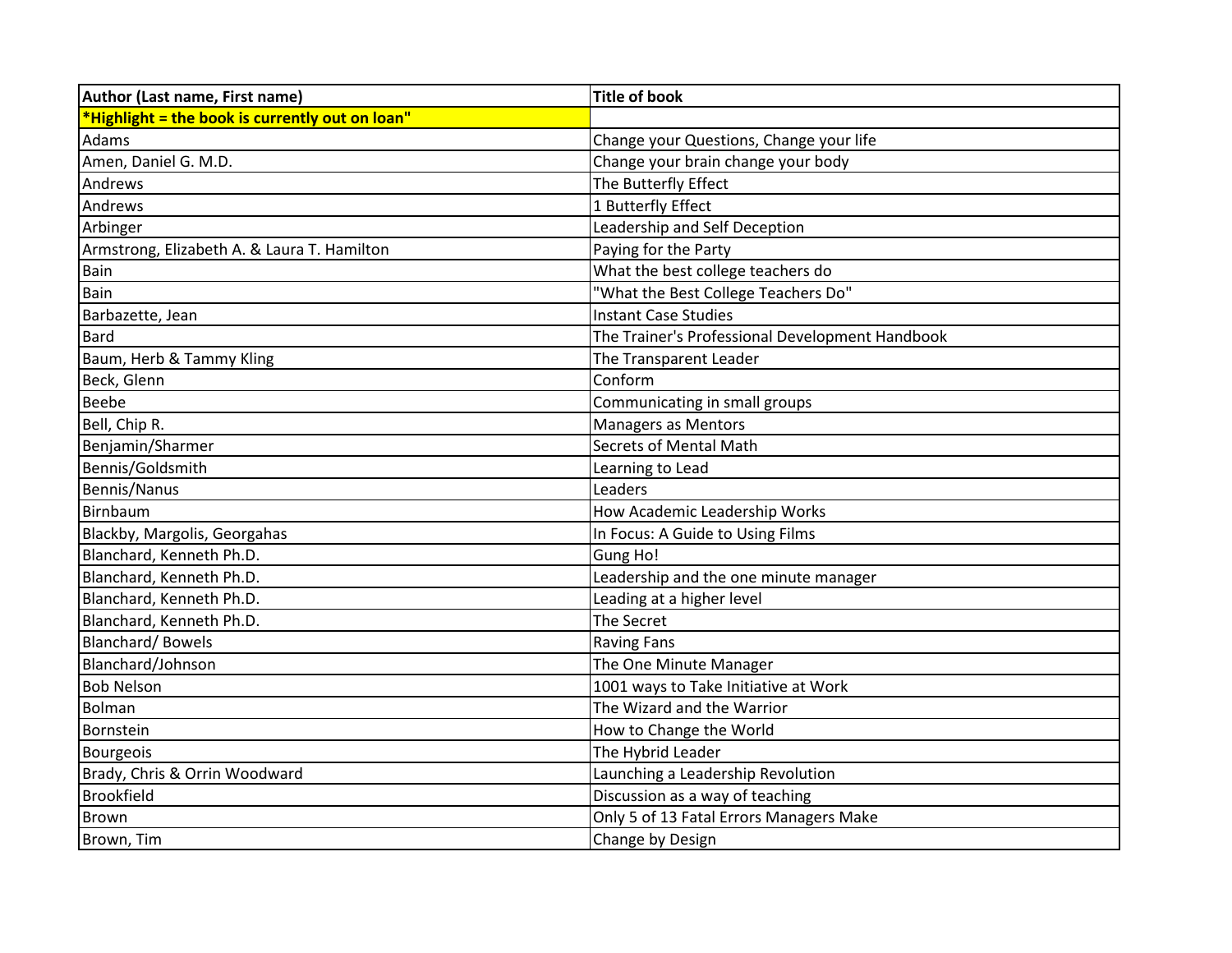| Author (Last name, First name) | Title of book |
| --- | --- |
| *Highlight = the book is currently out on loan" | |
| Adams | Change your Questions, Change your life |
| Amen, Daniel G. M.D. | Change your brain change your body |
| Andrews | The Butterfly Effect |
| Andrews | 1 Butterfly Effect |
| Arbinger | Leadership and Self Deception |
| Armstrong, Elizabeth A. & Laura T. Hamilton | Paying for the Party |
| Bain | What the best college teachers do |
| Bain | "What the Best College Teachers Do" |
| Barbazette, Jean | Instant Case Studies |
| Bard | The Trainer's Professional Development Handbook |
| Baum, Herb & Tammy Kling | The Transparent Leader |
| Beck, Glenn | Conform |
| Beebe | Communicating in small groups |
| Bell, Chip R. | Managers as Mentors |
| Benjamin/Sharmer | Secrets of Mental Math |
| Bennis/Goldsmith | Learning to Lead |
| Bennis/Nanus | Leaders |
| Birnbaum | How Academic Leadership Works |
| Blackby, Margolis, Georgahas | In Focus: A Guide to Using Films |
| Blanchard, Kenneth Ph.D. | Gung Ho! |
| Blanchard, Kenneth Ph.D. | Leadership and the one minute manager |
| Blanchard, Kenneth Ph.D. | Leading at a higher level |
| Blanchard, Kenneth Ph.D. | The Secret |
| Blanchard/ Bowels | Raving Fans |
| Blanchard/Johnson | The One Minute Manager |
| Bob Nelson | 1001 ways to Take Initiative at Work |
| Bolman | The Wizard and the Warrior |
| Bornstein | How to Change the World |
| Bourgeois | The Hybrid Leader |
| Brady, Chris & Orrin Woodward | Launching a Leadership Revolution |
| Brookfield | Discussion as a way of teaching |
| Brown | Only 5 of 13 Fatal Errors Managers Make |
| Brown, Tim | Change by Design |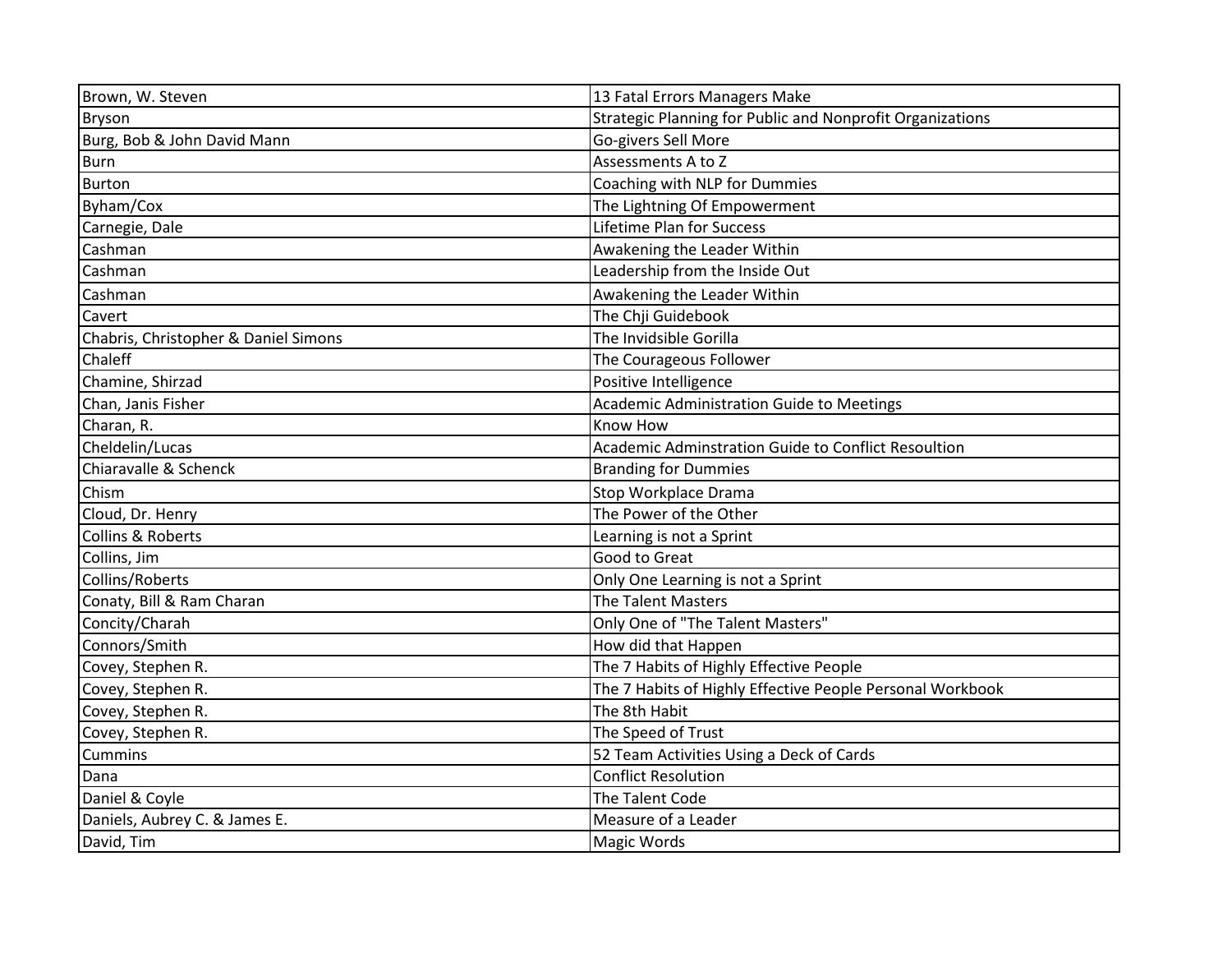| Brown, W. Steven | 13 Fatal Errors Managers Make |
|---|---|
| Bryson | Strategic Planning for Public and Nonprofit Organizations |
| Burg, Bob & John David Mann | Go-givers Sell More |
| Burn | Assessments A to Z |
| Burton | Coaching with NLP for Dummies |
| Byham/Cox | The Lightning Of Empowerment |
| Carnegie, Dale | Lifetime Plan for Success |
| Cashman | Awakening the Leader Within |
| Cashman | Leadership from the Inside Out |
| Cashman | Awakening the Leader Within |
| Cavert | The Chji Guidebook |
| Chabris, Christopher & Daniel Simons | The Invidsible Gorilla |
| Chaleff | The Courageous Follower |
| Chamine, Shirzad | Positive Intelligence |
| Chan, Janis Fisher | Academic Administration Guide to Meetings |
| Charan, R. | Know How |
| Cheldelin/Lucas | Academic Adminstration Guide to Conflict Resoultion |
| Chiaravalle & Schenck | Branding for Dummies |
| Chism | Stop Workplace Drama |
| Cloud, Dr. Henry | The Power of the Other |
| Collins & Roberts | Learning is not a Sprint |
| Collins, Jim | Good to Great |
| Collins/Roberts | Only One Learning is not a Sprint |
| Conaty, Bill & Ram Charan | The Talent Masters |
| Concity/Charah | Only One of "The Talent Masters" |
| Connors/Smith | How did that Happen |
| Covey, Stephen R. | The 7 Habits of Highly Effective People |
| Covey, Stephen R. | The 7 Habits of Highly Effective People Personal Workbook |
| Covey, Stephen R. | The 8th Habit |
| Covey, Stephen R. | The Speed of Trust |
| Cummins | 52 Team Activities Using a Deck of Cards |
| Dana | Conflict Resolution |
| Daniel & Coyle | The Talent Code |
| Daniels, Aubrey C. & James E. | Measure of a Leader |
| David, Tim | Magic Words |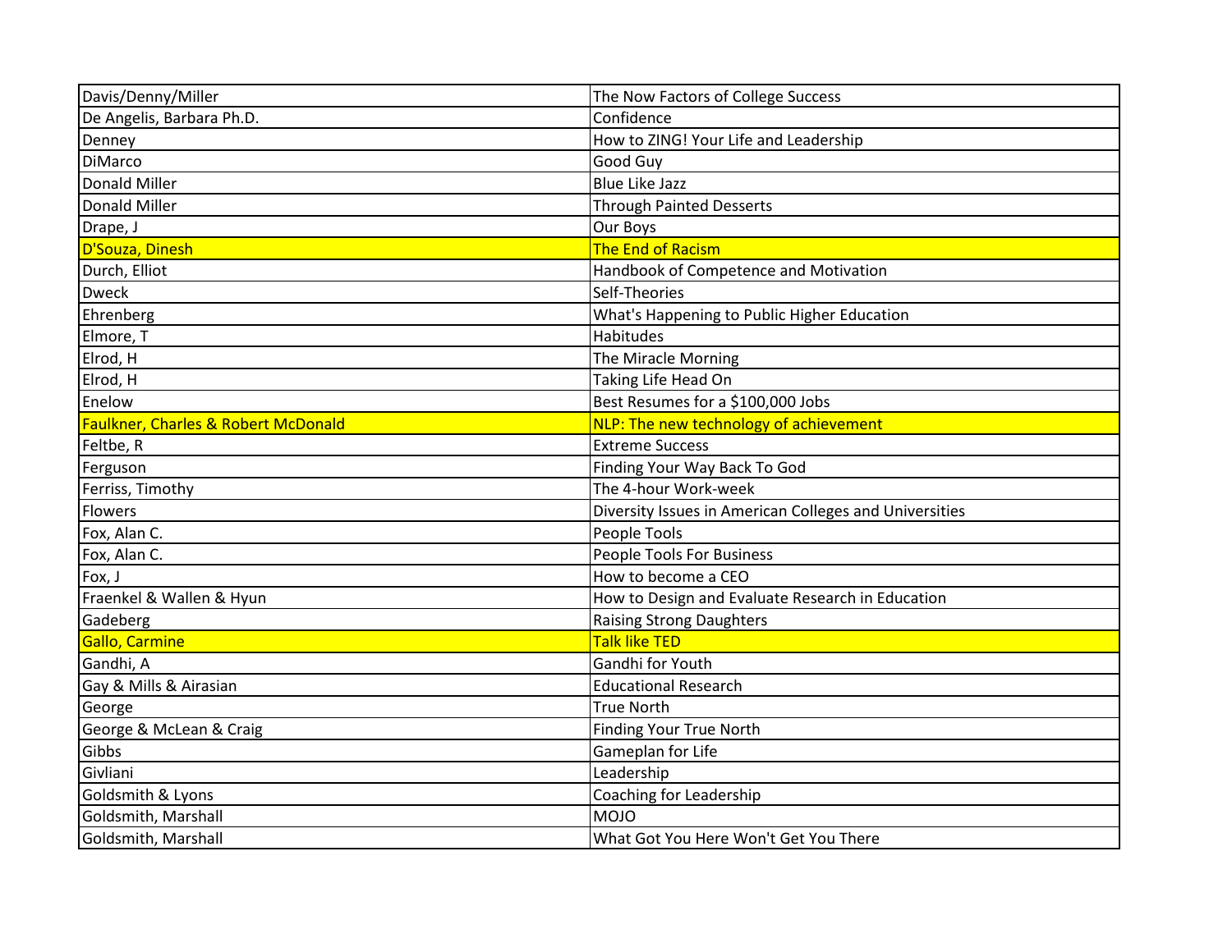| Davis/Denny/Miller | The Now Factors of College Success |
|---|---|
| De Angelis, Barbara Ph.D. | Confidence |
| Denney | How to ZING! Your Life and Leadership |
| DiMarco | Good Guy |
| Donald Miller | Blue Like Jazz |
| Donald Miller | Through Painted Desserts |
| Drape, J | Our Boys |
| D'Souza, Dinesh | The End of Racism |
| Durch, Elliot | Handbook of Competence and Motivation |
| Dweck | Self-Theories |
| Ehrenberg | What's Happening to Public Higher Education |
| Elmore, T | Habitudes |
| Elrod, H | The Miracle Morning |
| Elrod, H | Taking Life Head On |
| Enelow | Best Resumes for a $100,000 Jobs |
| Faulkner, Charles & Robert McDonald | NLP: The new technology of achievement |
| Feltbe, R | Extreme Success |
| Ferguson | Finding Your Way Back To God |
| Ferriss, Timothy | The 4-hour Work-week |
| Flowers | Diversity Issues in American Colleges and Universities |
| Fox, Alan C. | People Tools |
| Fox, Alan C. | People Tools For Business |
| Fox, J | How to become a CEO |
| Fraenkel & Wallen & Hyun | How to Design and Evaluate Research in Education |
| Gadeberg | Raising Strong Daughters |
| Gallo, Carmine | Talk like TED |
| Gandhi, A | Gandhi for Youth |
| Gay & Mills & Airasian | Educational Research |
| George | True North |
| George & McLean & Craig | Finding Your True North |
| Gibbs | Gameplan for Life |
| Givliani | Leadership |
| Goldsmith & Lyons | Coaching for Leadership |
| Goldsmith, Marshall | MOJO |
| Goldsmith, Marshall | What Got You Here Won't Get You There |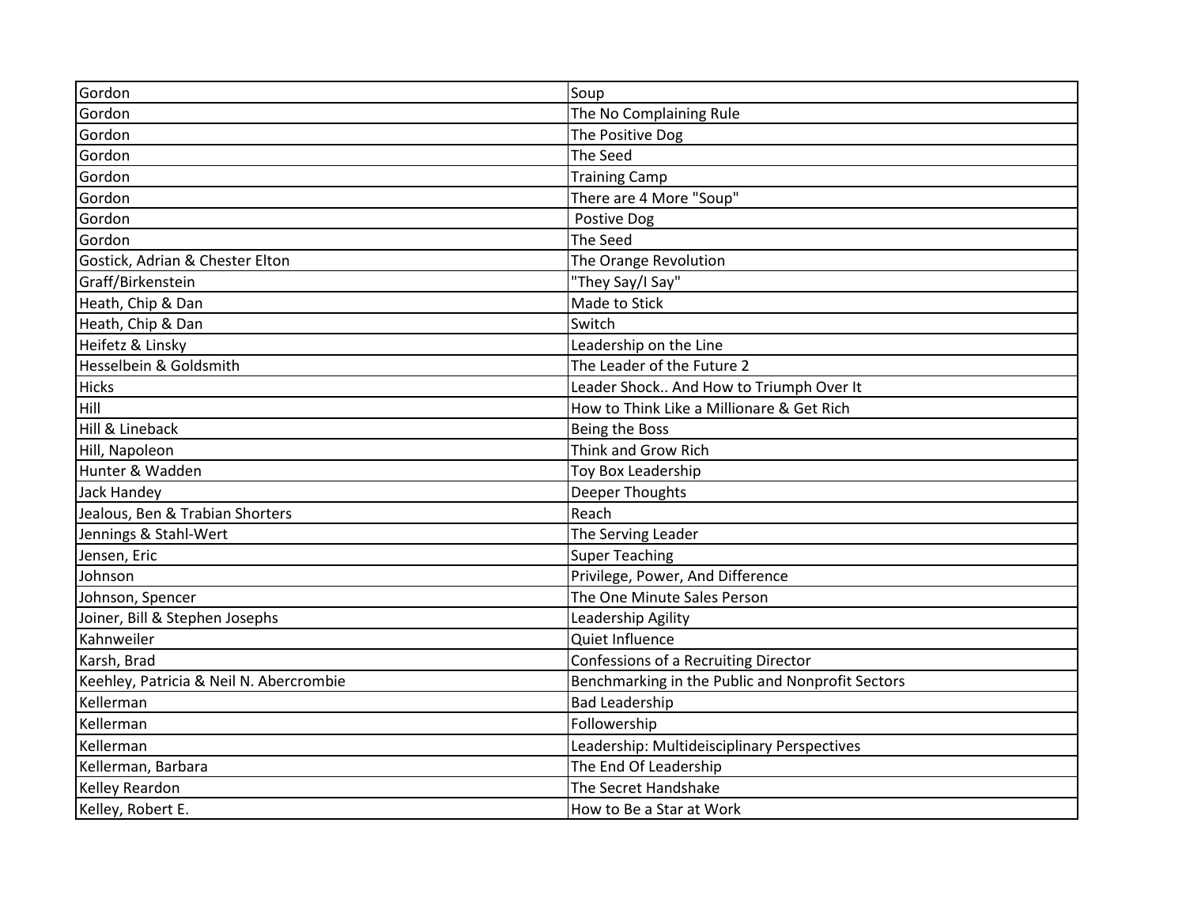| | |
|---|---|
| Gordon | Soup |
| Gordon | The No Complaining Rule |
| Gordon | The Positive Dog |
| Gordon | The Seed |
| Gordon | Training Camp |
| Gordon | There are 4 More "Soup" |
| Gordon | Postive Dog |
| Gordon | The Seed |
| Gostick, Adrian & Chester Elton | The Orange Revolution |
| Graff/Birkenstein | "They Say/I Say" |
| Heath, Chip & Dan | Made to Stick |
| Heath, Chip & Dan | Switch |
| Heifetz & Linsky | Leadership on the Line |
| Hesselbein & Goldsmith | The Leader of the Future 2 |
| Hicks | Leader Shock.. And How to Triumph Over It |
| Hill | How to Think Like a Millionare & Get Rich |
| Hill & Lineback | Being the Boss |
| Hill, Napoleon | Think and Grow Rich |
| Hunter & Wadden | Toy Box Leadership |
| Jack Handey | Deeper Thoughts |
| Jealous, Ben & Trabian Shorters | Reach |
| Jennings & Stahl-Wert | The Serving Leader |
| Jensen, Eric | Super Teaching |
| Johnson | Privilege, Power, And Difference |
| Johnson, Spencer | The One Minute Sales Person |
| Joiner, Bill & Stephen Josephs | Leadership Agility |
| Kahnweiler | Quiet Influence |
| Karsh, Brad | Confessions of a Recruiting Director |
| Keehley, Patricia & Neil N. Abercrombie | Benchmarking in the Public and Nonprofit Sectors |
| Kellerman | Bad Leadership |
| Kellerman | Followership |
| Kellerman | Leadership: Multideisciplinary Perspectives |
| Kellerman, Barbara | The End Of Leadership |
| Kelley Reardon | The Secret Handshake |
| Kelley, Robert E. | How to Be a Star at Work |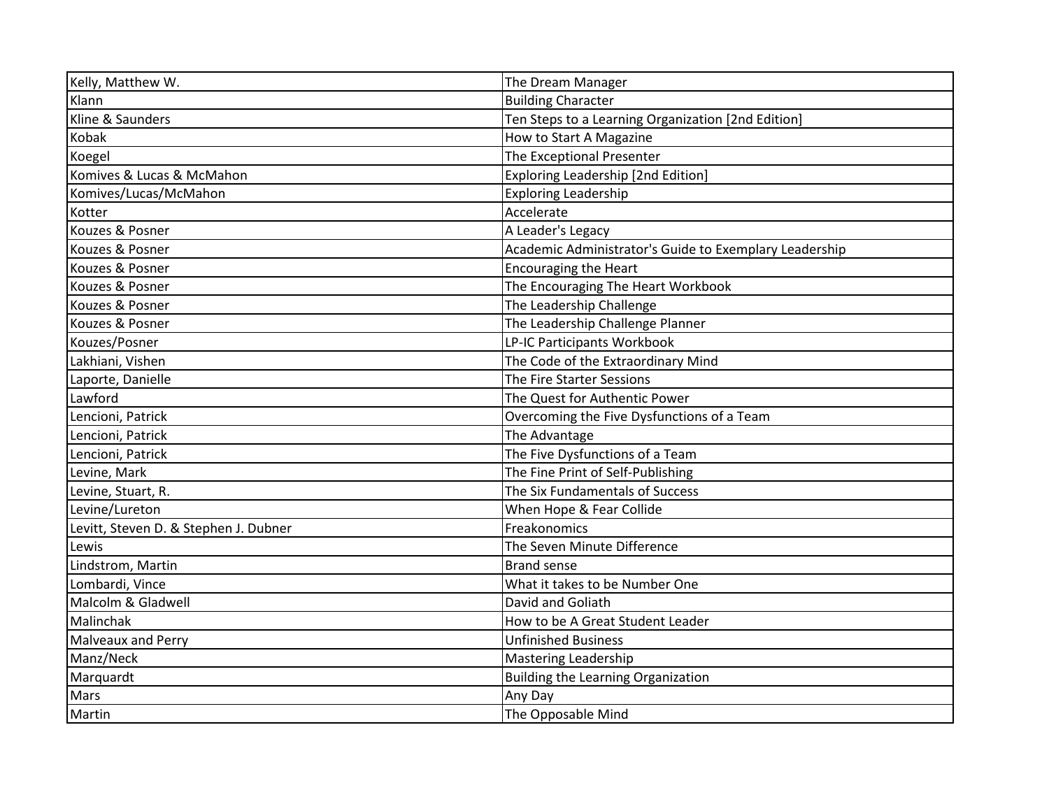| | |
|---|---|
| Kelly, Matthew W. | The Dream Manager |
| Klann | Building Character |
| Kline & Saunders | Ten Steps to a Learning Organization [2nd Edition] |
| Kobak | How to Start A Magazine |
| Koegel | The Exceptional Presenter |
| Komives & Lucas & McMahon | Exploring Leadership [2nd Edition] |
| Komives/Lucas/McMahon | Exploring Leadership |
| Kotter | Accelerate |
| Kouzes & Posner | A Leader's Legacy |
| Kouzes & Posner | Academic Administrator's Guide to Exemplary Leadership |
| Kouzes & Posner | Encouraging the Heart |
| Kouzes & Posner | The Encouraging The Heart Workbook |
| Kouzes & Posner | The Leadership Challenge |
| Kouzes & Posner | The Leadership Challenge Planner |
| Kouzes/Posner | LP-IC Participants Workbook |
| Lakhiani, Vishen | The Code of the Extraordinary Mind |
| Laporte, Danielle | The Fire Starter Sessions |
| Lawford | The Quest for Authentic Power |
| Lencioni, Patrick | Overcoming the Five Dysfunctions of a Team |
| Lencioni, Patrick | The Advantage |
| Lencioni, Patrick | The Five Dysfunctions of a Team |
| Levine, Mark | The Fine Print of Self-Publishing |
| Levine, Stuart, R. | The Six Fundamentals of Success |
| Levine/Lureton | When Hope & Fear Collide |
| Levitt, Steven D. & Stephen J. Dubner | Freakonomics |
| Lewis | The Seven Minute Difference |
| Lindstrom, Martin | Brand sense |
| Lombardi, Vince | What it takes to be Number One |
| Malcolm & Gladwell | David and Goliath |
| Malinchak | How to be A Great Student Leader |
| Malveaux and Perry | Unfinished Business |
| Manz/Neck | Mastering Leadership |
| Marquardt | Building the Learning Organization |
| Mars | Any Day |
| Martin | The Opposable Mind |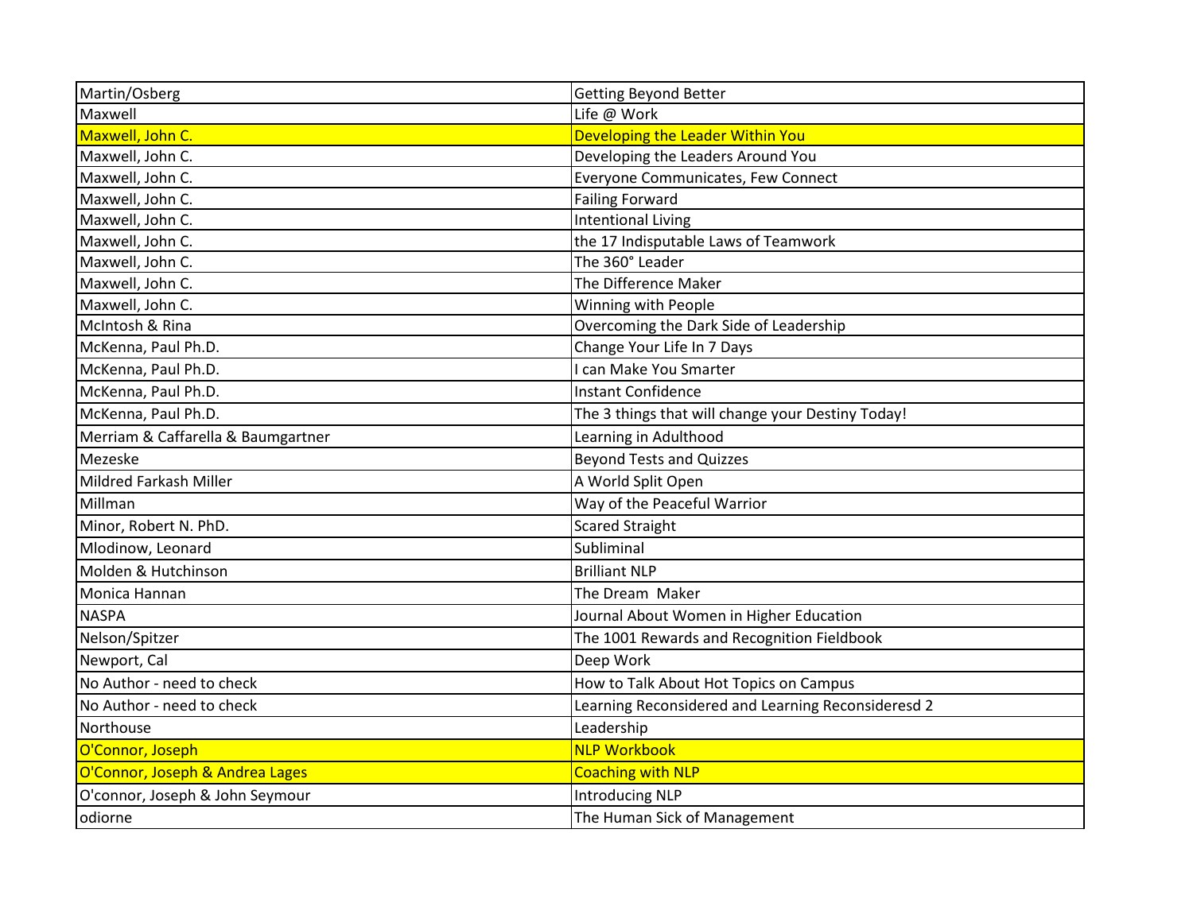| Martin/Osberg | Getting Beyond Better |
|---|---|
| Maxwell | Life @ Work |
| Maxwell, John C. | Developing the Leader Within You |
| Maxwell, John C. | Developing the Leaders Around You |
| Maxwell, John C. | Everyone Communicates, Few Connect |
| Maxwell, John C. | Failing Forward |
| Maxwell, John C. | Intentional Living |
| Maxwell, John C. | the 17 Indisputable Laws of Teamwork |
| Maxwell, John C. | The 360° Leader |
| Maxwell, John C. | The Difference Maker |
| Maxwell, John C. | Winning with People |
| McIntosh & Rina | Overcoming the Dark Side of Leadership |
| McKenna, Paul Ph.D. | Change Your Life In 7 Days |
| McKenna, Paul Ph.D. | I can Make You Smarter |
| McKenna, Paul Ph.D. | Instant Confidence |
| McKenna, Paul Ph.D. | The 3 things that will change your Destiny Today! |
| Merriam & Caffarella & Baumgartner | Learning in Adulthood |
| Mezeske | Beyond Tests and Quizzes |
| Mildred Farkash Miller | A World Split Open |
| Millman | Way of the Peaceful Warrior |
| Minor, Robert N. PhD. | Scared Straight |
| Mlodinow, Leonard | Subliminal |
| Molden & Hutchinson | Brilliant NLP |
| Monica Hannan | The Dream Maker |
| NASPA | Journal About Women in Higher Education |
| Nelson/Spitzer | The 1001 Rewards and Recognition Fieldbook |
| Newport, Cal | Deep Work |
| No Author - need to check | How to Talk About Hot Topics on Campus |
| No Author - need to check | Learning Reconsidered and Learning Reconsideresd 2 |
| Northouse | Leadership |
| O'Connor, Joseph | NLP Workbook |
| O'Connor, Joseph & Andrea Lages | Coaching with NLP |
| O'connor, Joseph & John Seymour | Introducing NLP |
| odiorne | The Human Sick of Management |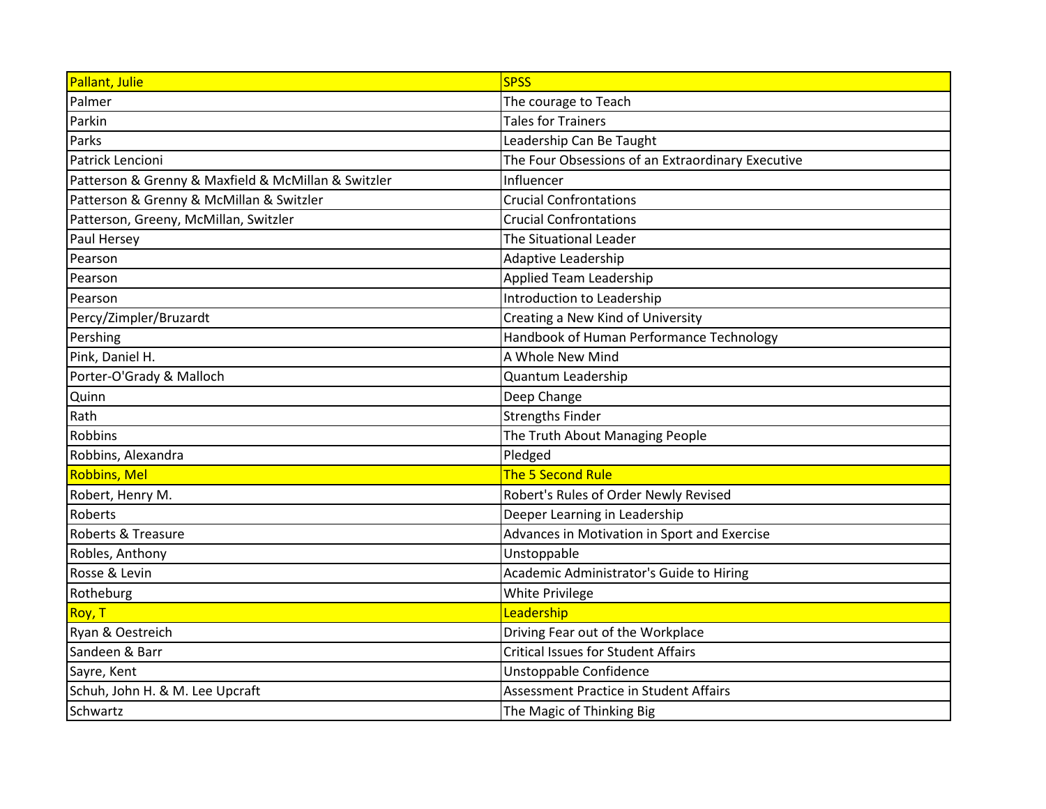| Pallant, Julie | SPSS |
|---|---|
| Palmer | The courage to Teach |
| Parkin | Tales for Trainers |
| Parks | Leadership Can Be Taught |
| Patrick Lencioni | The Four Obsessions of an Extraordinary Executive |
| Patterson & Grenny & Maxfield & McMillan & Switzler | Influencer |
| Patterson & Grenny & McMillan & Switzler | Crucial Confrontations |
| Patterson, Greeny, McMillan, Switzler | Crucial Confrontations |
| Paul Hersey | The Situational Leader |
| Pearson | Adaptive Leadership |
| Pearson | Applied Team Leadership |
| Pearson | Introduction to Leadership |
| Percy/Zimpler/Bruzardt | Creating a New Kind of University |
| Pershing | Handbook of Human Performance Technology |
| Pink, Daniel H. | A Whole New Mind |
| Porter-O'Grady & Malloch | Quantum Leadership |
| Quinn | Deep Change |
| Rath | Strengths Finder |
| Robbins | The Truth About Managing People |
| Robbins, Alexandra | Pledged |
| Robbins, Mel | The 5 Second Rule |
| Robert, Henry M. | Robert's Rules of Order Newly Revised |
| Roberts | Deeper Learning in Leadership |
| Roberts & Treasure | Advances in Motivation in Sport and Exercise |
| Robles, Anthony | Unstoppable |
| Rosse & Levin | Academic Administrator's Guide to Hiring |
| Rotheburg | White Privilege |
| Roy, T | Leadership |
| Ryan & Oestreich | Driving Fear out of the Workplace |
| Sandeen & Barr | Critical Issues for Student Affairs |
| Sayre, Kent | Unstoppable Confidence |
| Schuh, John H. & M. Lee Upcraft | Assessment Practice in Student Affairs |
| Schwartz | The Magic of Thinking Big |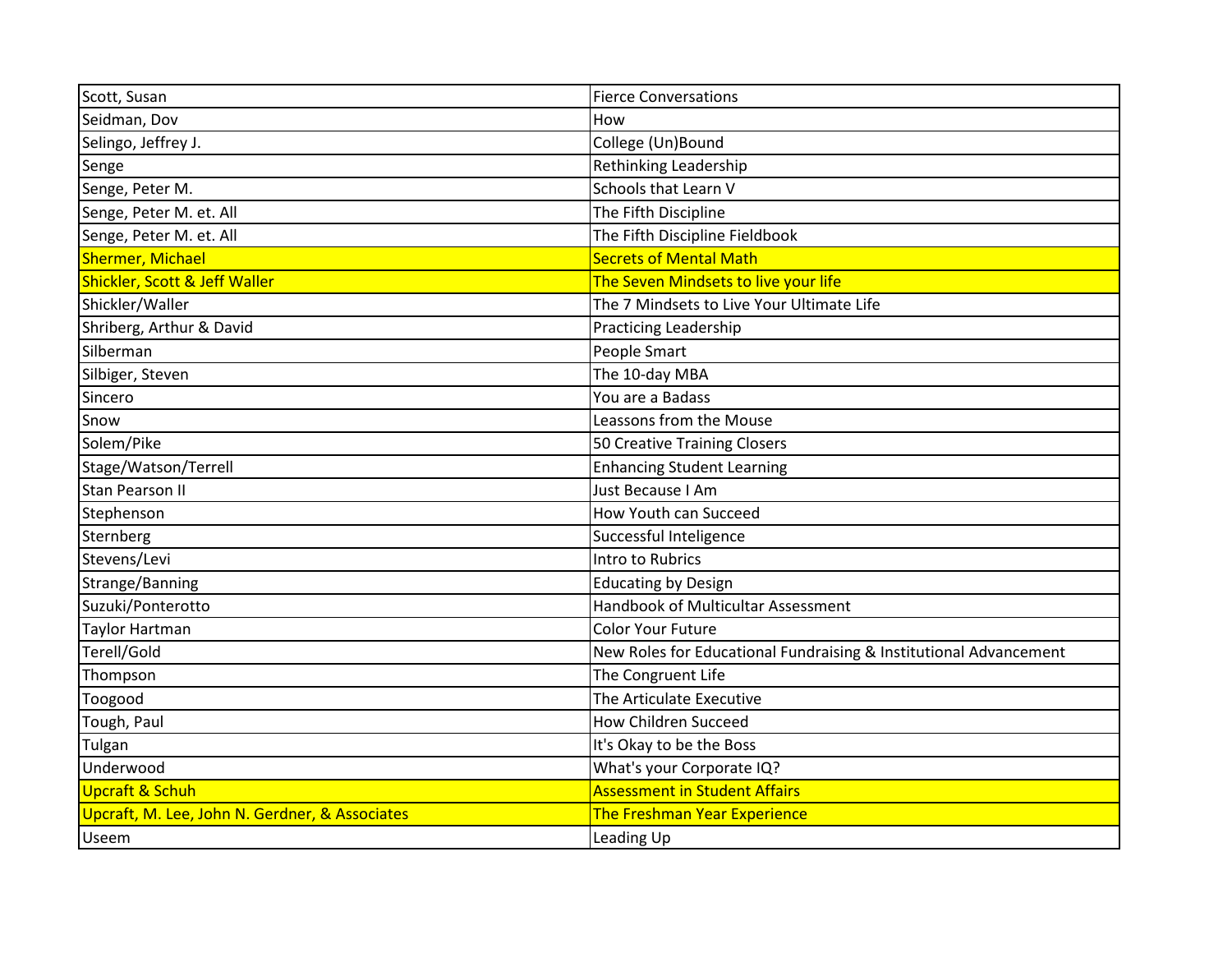| Scott, Susan | Fierce Conversations |
|---|---|
| Seidman, Dov | How |
| Selingo, Jeffrey J. | College (Un)Bound |
| Senge | Rethinking Leadership |
| Senge, Peter M. | Schools that Learn V |
| Senge, Peter M. et. All | The Fifth Discipline |
| Senge, Peter M. et. All | The Fifth Discipline Fieldbook |
| Shermer, Michael | Secrets of Mental Math |
| Shickler, Scott & Jeff Waller | The Seven Mindsets to live your life |
| Shickler/Waller | The 7 Mindsets to Live Your Ultimate Life |
| Shriberg, Arthur & David | Practicing Leadership |
| Silberman | People Smart |
| Silbiger, Steven | The 10-day MBA |
| Sincero | You are a Badass |
| Snow | Leassons from the Mouse |
| Solem/Pike | 50 Creative Training Closers |
| Stage/Watson/Terrell | Enhancing Student Learning |
| Stan Pearson II | Just Because I Am |
| Stephenson | How Youth can Succeed |
| Sternberg | Successful Inteligence |
| Stevens/Levi | Intro to Rubrics |
| Strange/Banning | Educating by Design |
| Suzuki/Ponterotto | Handbook of Multicultar Assessment |
| Taylor Hartman | Color Your Future |
| Terell/Gold | New Roles for Educational Fundraising & Institutional Advancement |
| Thompson | The Congruent Life |
| Toogood | The Articulate Executive |
| Tough, Paul | How Children Succeed |
| Tulgan | It's Okay to be the Boss |
| Underwood | What's your Corporate IQ? |
| Upcraft & Schuh | Assessment in Student Affairs |
| Upcraft, M. Lee, John N. Gerdner, & Associates | The Freshman Year Experience |
| Useem | Leading Up |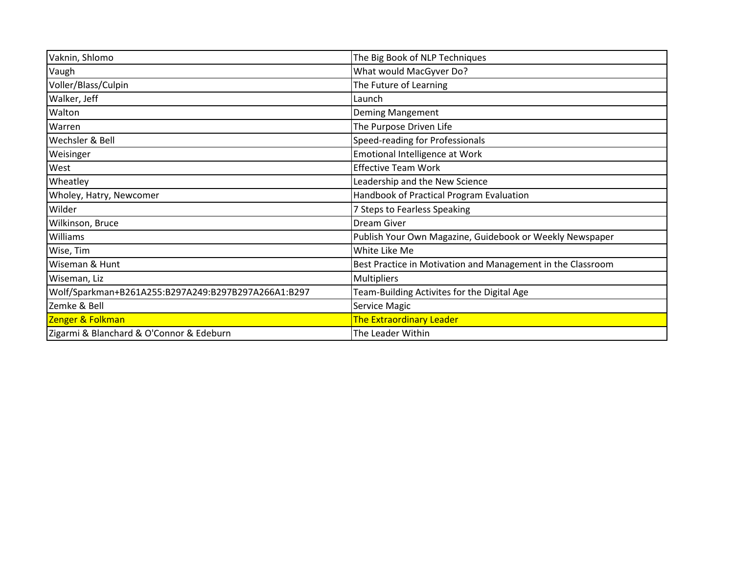| | |
|---|---|
| Vaknin, Shlomo | The Big Book of NLP Techniques |
| Vaugh | What would MacGyver Do? |
| Voller/Blass/Culpin | The Future of Learning |
| Walker, Jeff | Launch |
| Walton | Deming Mangement |
| Warren | The Purpose Driven Life |
| Wechsler & Bell | Speed-reading for Professionals |
| Weisinger | Emotional Intelligence at Work |
| West | Effective Team Work |
| Wheatley | Leadership and the New Science |
| Wholey, Hatry, Newcomer | Handbook of Practical Program Evaluation |
| Wilder | 7 Steps to Fearless Speaking |
| Wilkinson, Bruce | Dream Giver |
| Williams | Publish Your Own Magazine, Guidebook or Weekly Newspaper |
| Wise, Tim | White Like Me |
| Wiseman & Hunt | Best Practice in Motivation and Management in the Classroom |
| Wiseman, Liz | Multipliers |
| Wolf/Sparkman+B261A255:B297A249:B297B297A266A1:B297 | Team-Building Activites for the Digital Age |
| Zemke & Bell | Service Magic |
| Zenger & Folkman | The Extraordinary Leader |
| Zigarmi & Blanchard & O'Connor & Edeburn | The Leader Within |